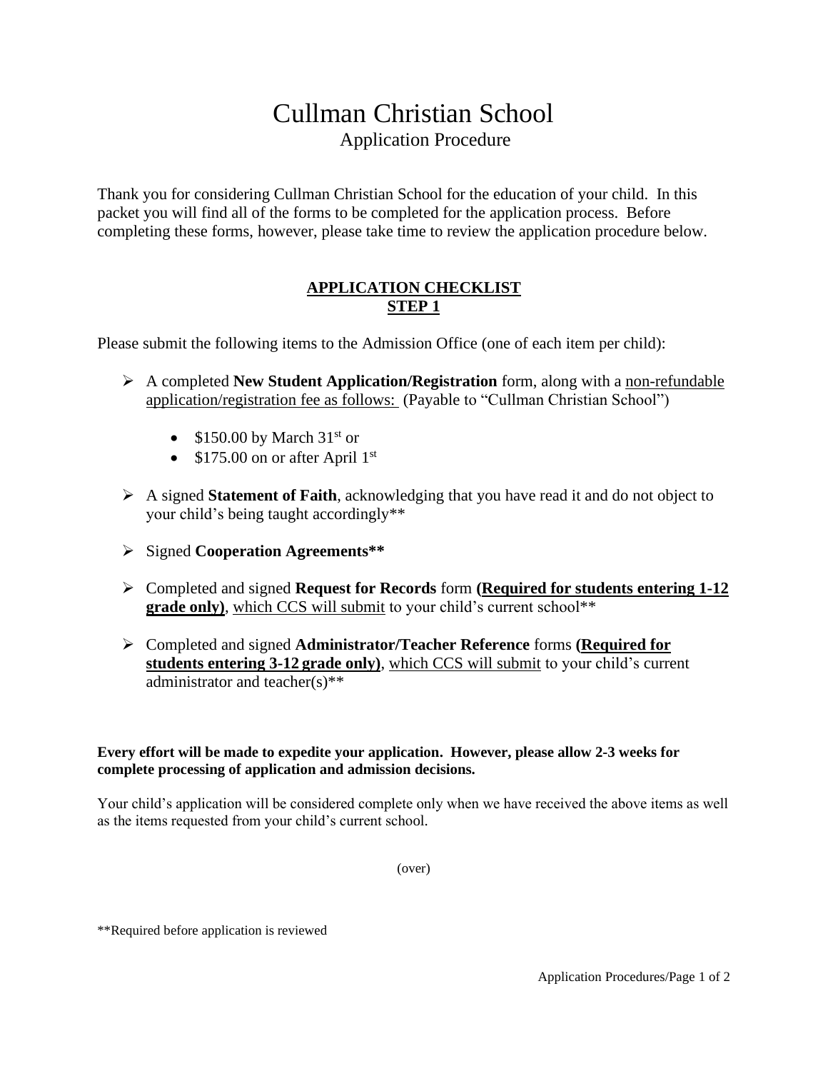# Cullman Christian School

## Application Procedure

Thank you for considering Cullman Christian School for the education of your child. In this packet you will find all of the forms to be completed for the application process. Before completing these forms, however, please take time to review the application procedure below.

### APPLICATION CHECKLIST
### STEP 1

Please submit the following items to the Admission Office (one of each item per child):

- A completed **New Student Application/Registration** form, along with a non-refundable application/registration fee as follows: (Payable to "Cullman Christian School")
  - $150.00 by March 31st or
  - $175.00 on or after April 1st
- A signed **Statement of Faith**, acknowledging that you have read it and do not object to your child's being taught accordingly**
- Signed **Cooperation Agreements****
- Completed and signed **Request for Records** form **(Required for students entering 1-12 grade only)**, which CCS will submit to your child's current school**
- Completed and signed **Administrator/Teacher Reference** forms **(Required for students entering 3-12 grade only)**, which CCS will submit to your child's current administrator and teacher(s)**

**Every effort will be made to expedite your application. However, please allow 2-3 weeks for complete processing of application and admission decisions.**

Your child's application will be considered complete only when we have received the above items as well as the items requested from your child's current school.

(over)

**Required before application is reviewed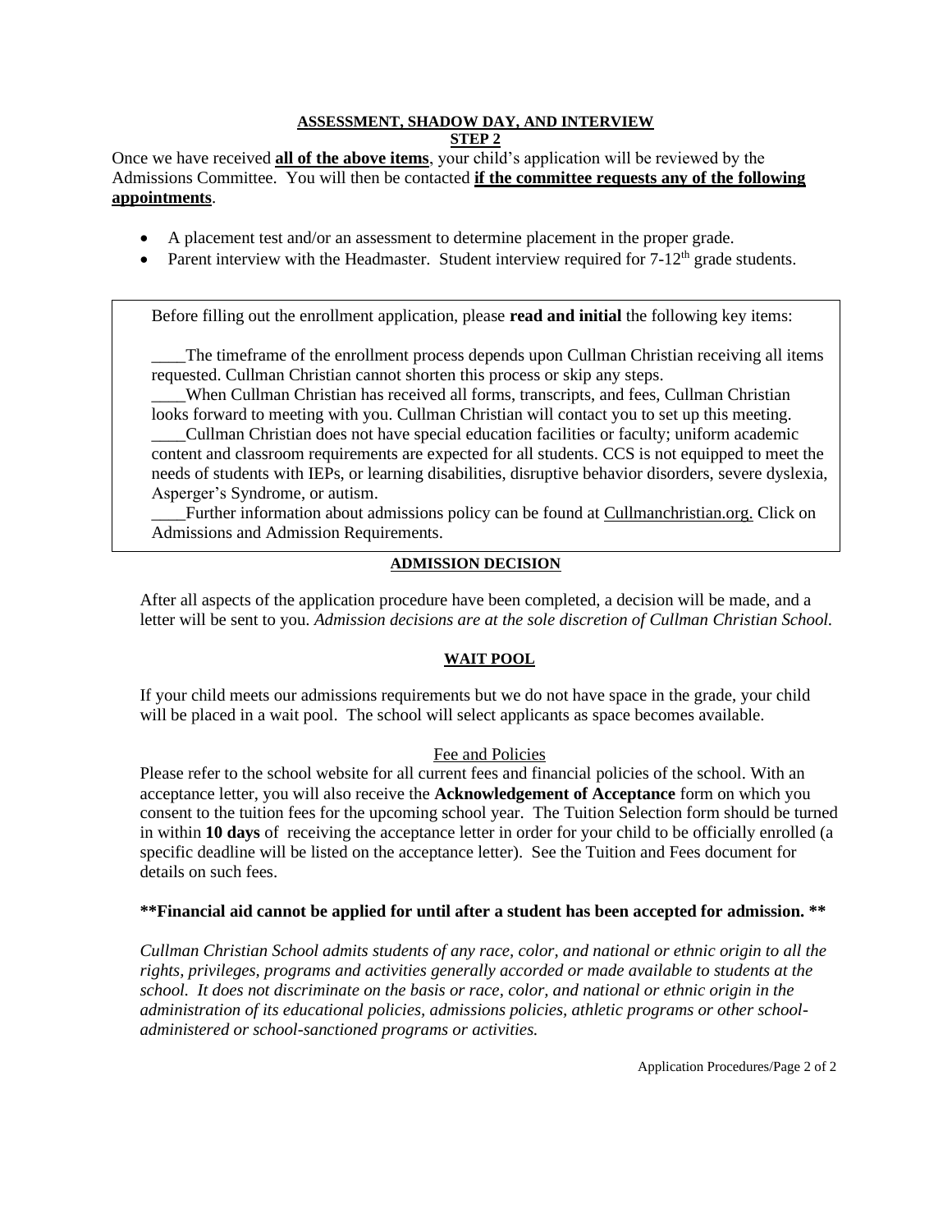## ASSESSMENT, SHADOW DAY, AND INTERVIEW

**STEP 2**

Once we have received **all of the above items**, your child's application will be reviewed by the Admissions Committee. You will then be contacted **if the committee requests any of the following appointments**.

- A placement test and/or an assessment to determine placement in the proper grade.
- Parent interview with the Headmaster. Student interview required for 7-12th grade students.

Before filling out the enrollment application, please **read and initial** the following key items:

____The timeframe of the enrollment process depends upon Cullman Christian receiving all items requested. Cullman Christian cannot shorten this process or skip any steps.

____When Cullman Christian has received all forms, transcripts, and fees, Cullman Christian looks forward to meeting with you. Cullman Christian will contact you to set up this meeting.

____Cullman Christian does not have special education facilities or faculty; uniform academic content and classroom requirements are expected for all students. CCS is not equipped to meet the needs of students with IEPs, or learning disabilities, disruptive behavior disorders, severe dyslexia, Asperger's Syndrome, or autism.

____Further information about admissions policy can be found at Cullmanchristian.org. Click on Admissions and Admission Requirements.

## ADMISSION DECISION

After all aspects of the application procedure have been completed, a decision will be made, and a letter will be sent to you. *Admission decisions are at the sole discretion of Cullman Christian School.*

## WAIT POOL

If your child meets our admissions requirements but we do not have space in the grade, your child will be placed in a wait pool. The school will select applicants as space becomes available.

## Fee and Policies

Please refer to the school website for all current fees and financial policies of the school. With an acceptance letter, you will also receive the **Acknowledgement of Acceptance** form on which you consent to the tuition fees for the upcoming school year. The Tuition Selection form should be turned in within **10 days** of receiving the acceptance letter in order for your child to be officially enrolled (a specific deadline will be listed on the acceptance letter). See the Tuition and Fees document for details on such fees.

****Financial aid cannot be applied for until after a student has been accepted for admission. ****

*Cullman Christian School admits students of any race, color, and national or ethnic origin to all the rights, privileges, programs and activities generally accorded or made available to students at the school. It does not discriminate on the basis or race, color, and national or ethnic origin in the administration of its educational policies, admissions policies, athletic programs or other school-administered or school-sanctioned programs or activities.*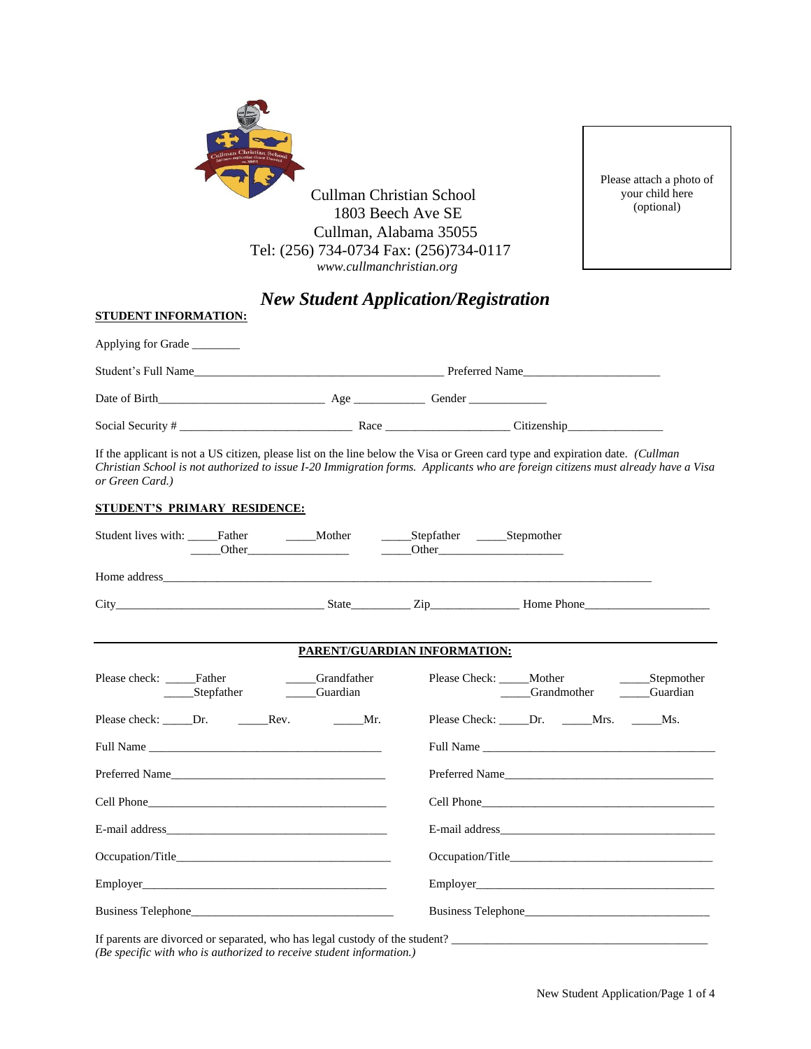Cullman Christian School
1803 Beech Ave SE
Cullman, Alabama 35055
Tel: (256) 734-0734 Fax: (256)734-0117
*www.cullmanchristian.org*

Please attach a photo of your child here (optional)

## *New Student Application/Registration*

**STUDENT INFORMATION:**

Applying for Grade ________

Student's Full Name__________________________________________ Preferred Name______________________

Date of Birth___________________________ Age ___________ Gender _____________

Social Security # ____________________________ Race ____________________ Citizenship________________

If the applicant is not a US citizen, please list on the line below the Visa or Green card type and expiration date. *(Cullman Christian School is not authorized to issue I-20 Immigration forms. Applicants who are foreign citizens must already have a Visa or Green Card.)*

**STUDENT'S PRIMARY RESIDENCE:**

Student lives with: _____Father _____Mother _____Stepfather _____Stepmother _____Other________________ _____Other____________________

Home address________________________________________________________________________________

City__________________________________ State_________ Zip______________ Home Phone_____________________

**PARENT/GUARDIAN INFORMATION:**

| | |
|---|---|
| Please check: _____Father _____Grandfather _____Stepfather _____Guardian | Please Check: _____Mother _____Stepmother _____Grandmother _____Guardian |
| Please check: _____Dr. _____Rev. _____Mr. | Please Check: _____Dr. _____Mrs. _____Ms. |
| Full Name ______________________________________ | Full Name ______________________________________ |
| Preferred Name___________________________________ | Preferred Name___________________________________ |
| Cell Phone_______________________________________ | Cell Phone_______________________________________ |
| E-mail address____________________________________ | E-mail address____________________________________ |
| Occupation/Title__________________________________ | Occupation/Title__________________________________ |
| Employer________________________________________ | Employer________________________________________ |
| Business Telephone_______________________________ | Business Telephone_______________________________ |

If parents are divorced or separated, who has legal custody of the student? __________________________________________
*(Be specific with who is authorized to receive student information.)*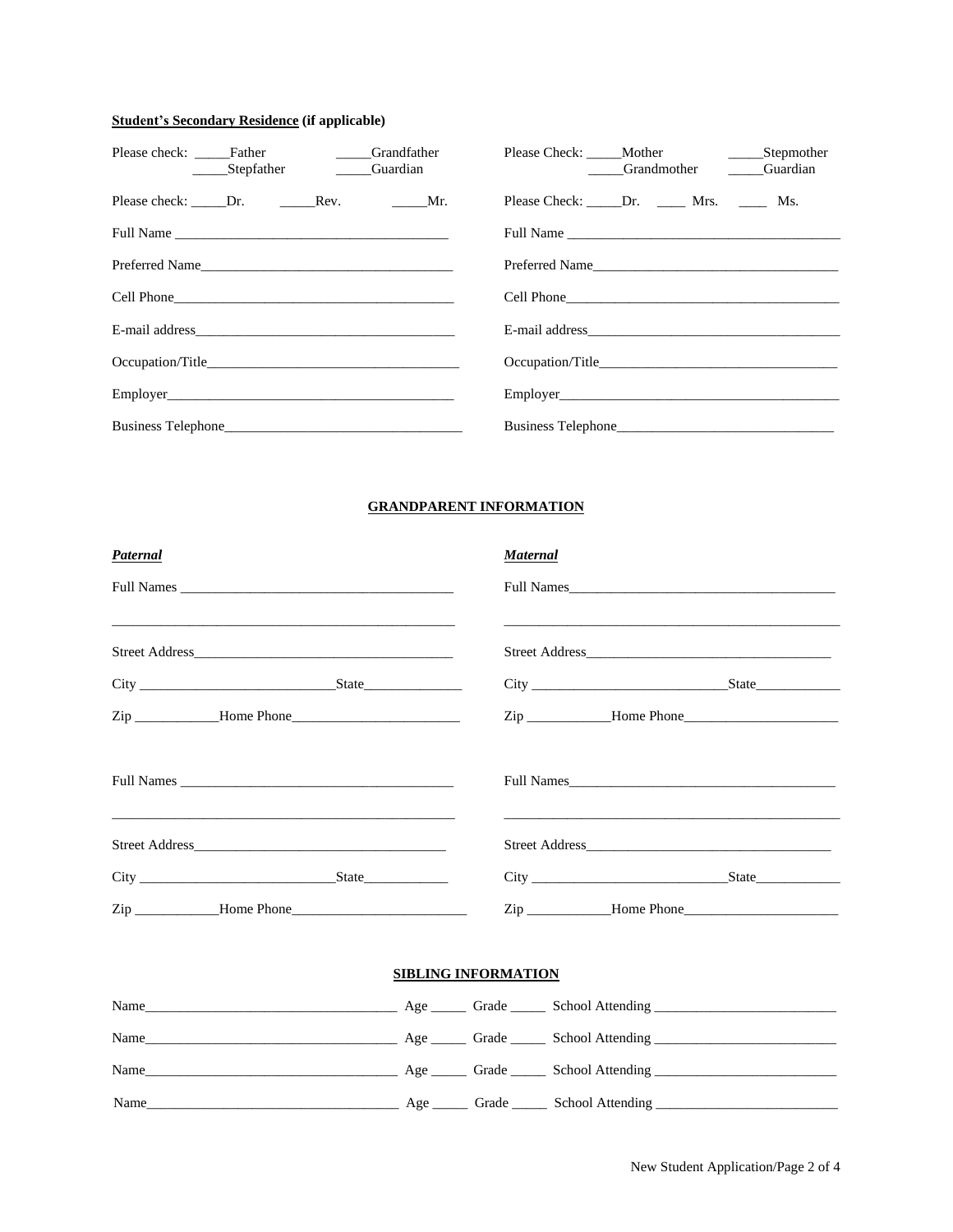**Student's Secondary Residence (if applicable)**

Please check: _____Father _____Grandfather _____Stepfather _____Guardian

Please check: _____Dr. _____Rev. _____Mr.

Full Name ______________________________________

Preferred Name___________________________________

Cell Phone_______________________________________

E-mail address____________________________________

Occupation/Title__________________________________

Employer________________________________________

Business Telephone________________________________

Please Check: _____Mother _____Stepmother _____Grandmother _____Guardian

Please Check: _____Dr. ____ Mrs. ____ Ms.

Full Name ______________________________________

Preferred Name___________________________________

Cell Phone_______________________________________

E-mail address____________________________________

Occupation/Title__________________________________

Employer________________________________________

Business Telephone_____________________________

**GRANDPARENT INFORMATION**

***Paternal***

Full Names ______________________________________

________________________________________________

Street Address___________________________________

City ___________________________State______________

Zip ___________Home Phone________________________

Full Names ______________________________________

________________________________________________

Street Address__________________________________

City ___________________________State____________

Zip ___________Home Phone_________________________

***Maternal***

Full Names______________________________________

________________________________________________

Street Address___________________________________

City ___________________________State____________

Zip ___________Home Phone______________________

Full Names______________________________________

________________________________________________

Street Address___________________________________

City ___________________________State____________

Zip ___________Home Phone______________________

**SIBLING INFORMATION**

Name___________________________________ Age _____ Grade _____ School Attending _________________________

Name___________________________________ Age _____ Grade _____ School Attending _________________________

Name___________________________________ Age _____ Grade _____ School Attending _________________________

Name___________________________________ Age _____ Grade _____ School Attending _________________________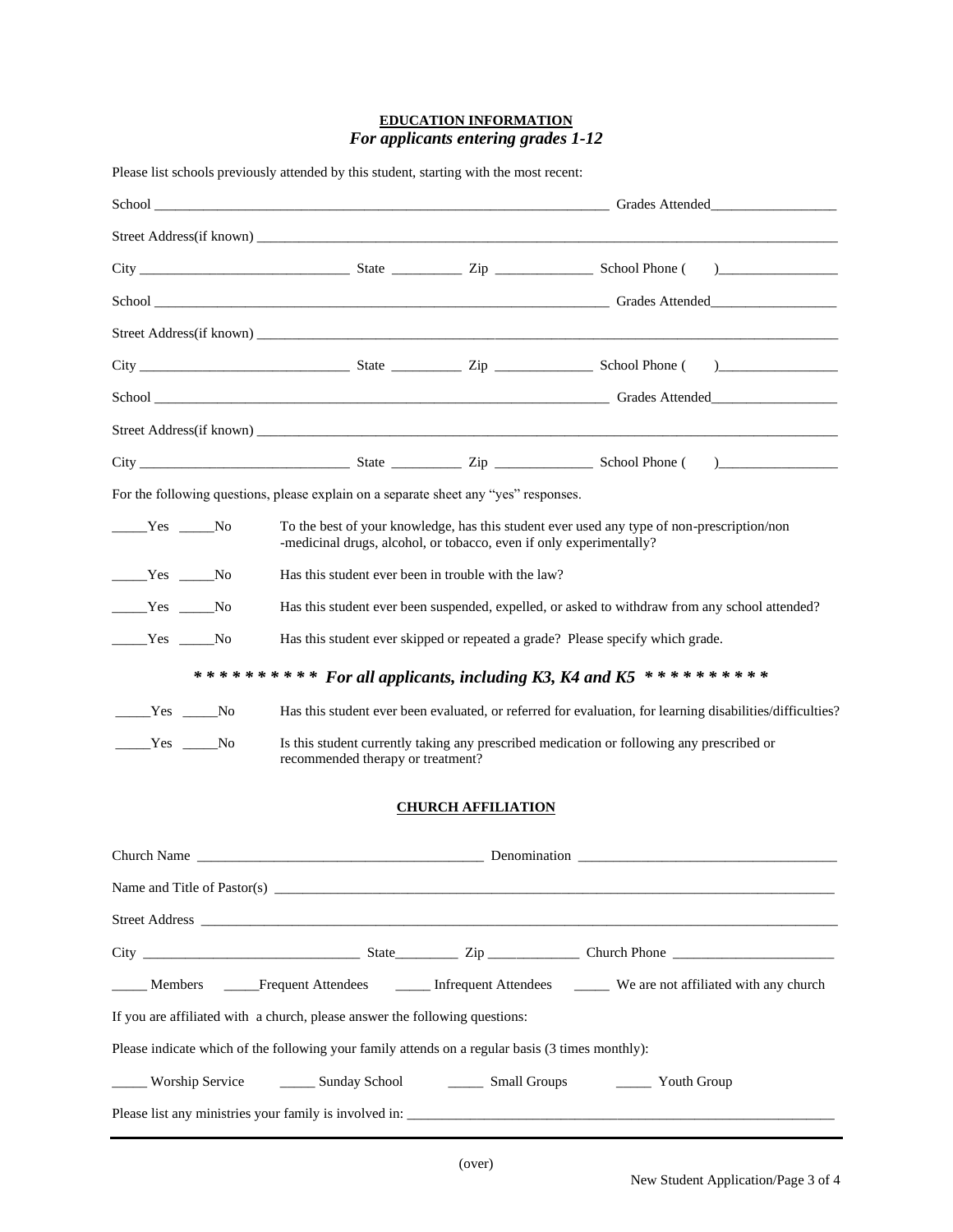**EDUCATION INFORMATION**

***For applicants entering grades 1-12***

Please list schools previously attended by this student, starting with the most recent:

School ______________________________________________________________ Grades Attended__________________

Street Address(if known) ______________________________________________________________________________

City _____________________________ State __________ Zip ______________ School Phone ( )_________________

School ______________________________________________________________ Grades Attended__________________

Street Address(if known) ______________________________________________________________________________

City _____________________________ State __________ Zip ______________ School Phone ( )_________________

School ______________________________________________________________ Grades Attended__________________

Street Address(if known) ______________________________________________________________________________

City _____________________________ State __________ Zip ______________ School Phone ( )_________________

For the following questions, please explain on a separate sheet any "yes" responses.

_____Yes _____No To the best of your knowledge, has this student ever used any type of non-prescription/non-medicinal drugs, alcohol, or tobacco, even if only experimentally?

_____Yes _____No Has this student ever been in trouble with the law?

_____Yes _____No Has this student ever been suspended, expelled, or asked to withdraw from any school attended?

_____Yes _____No Has this student ever skipped or repeated a grade? Please specify which grade.

***\* \* \* \* \* \* \* \* \* \* For all applicants, including K3, K4 and K5 \* \* \* \* \* \* \* \* \* \****

_____Yes _____No Has this student ever been evaluated, or referred for evaluation, for learning disabilities/difficulties?

_____Yes _____No Is this student currently taking any prescribed medication or following any prescribed or recommended therapy or treatment?

**CHURCH AFFILIATION**

Church Name ________________________________________ Denomination ____________________________________

Name and Title of Pastor(s) _____________________________________________________________________________

Street Address ______________________________________________________________________________________

City ______________________________ State_________ Zip _____________ Church Phone _______________________

_____ Members _____Frequent Attendees _____ Infrequent Attendees _____ We are not affiliated with any church

If you are affiliated with a church, please answer the following questions:

Please indicate which of the following your family attends on a regular basis (3 times monthly):

_____ Worship Service _____ Sunday School _____ Small Groups _____ Youth Group

Please list any ministries your family is involved in: ________________________________________________________

(over)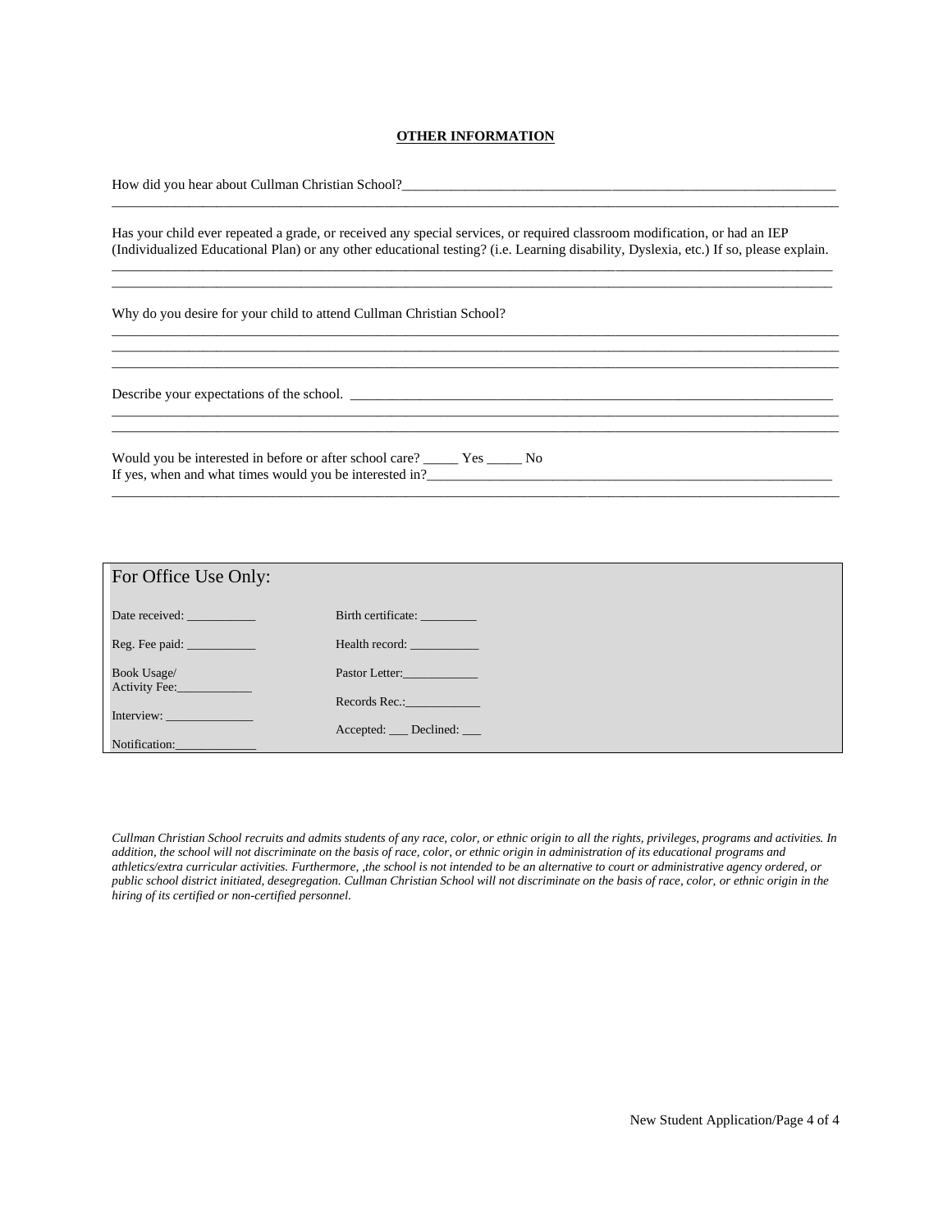**OTHER INFORMATION**

How did you hear about Cullman Christian School?_______________________________________________________________
_______________________________________________________________________________________________________

Has your child ever repeated a grade, or received any special services, or required classroom modification, or had an IEP (Individualized Educational Plan) or any other educational testing? (i.e. Learning disability, Dyslexia, etc.) If so, please explain.
_______________________________________________________________________________________________________
_______________________________________________________________________________________________________

Why do you desire for your child to attend Cullman Christian School?
_______________________________________________________________________________________________________
_______________________________________________________________________________________________________
_______________________________________________________________________________________________________

Describe your expectations of the school. _____________________________________________________________________
_______________________________________________________________________________________________________
_______________________________________________________________________________________________________

Would you be interested in before or after school care? _____ Yes _____ No
If yes, when and what times would you be interested in?____________________________________________________________
_______________________________________________________________________________________________________

| For Office Use Only: | |
|---|---|
| Date received: ___________ | Birth certificate: _________ |
| Reg. Fee paid: ___________ | Health record: ___________ |
| Book Usage/ Activity Fee:____________ | Pastor Letter:____________ |
| Interview: ______________ | Records Rec.:____________ |
| Notification:_____________ | Accepted: ___ Declined: ___ |

*Cullman Christian School recruits and admits students of any race, color, or ethnic origin to all the rights, privileges, programs and activities. In addition, the school will not discriminate on the basis of race, color, or ethnic origin in administration of its educational programs and athletics/extra curricular activities. Furthermore, ,the school is not intended to be an alternative to court or administrative agency ordered, or public school district initiated, desegregation. Cullman Christian School will not discriminate on the basis of race, color, or ethnic origin in the hiring of its certified or non-certified personnel.*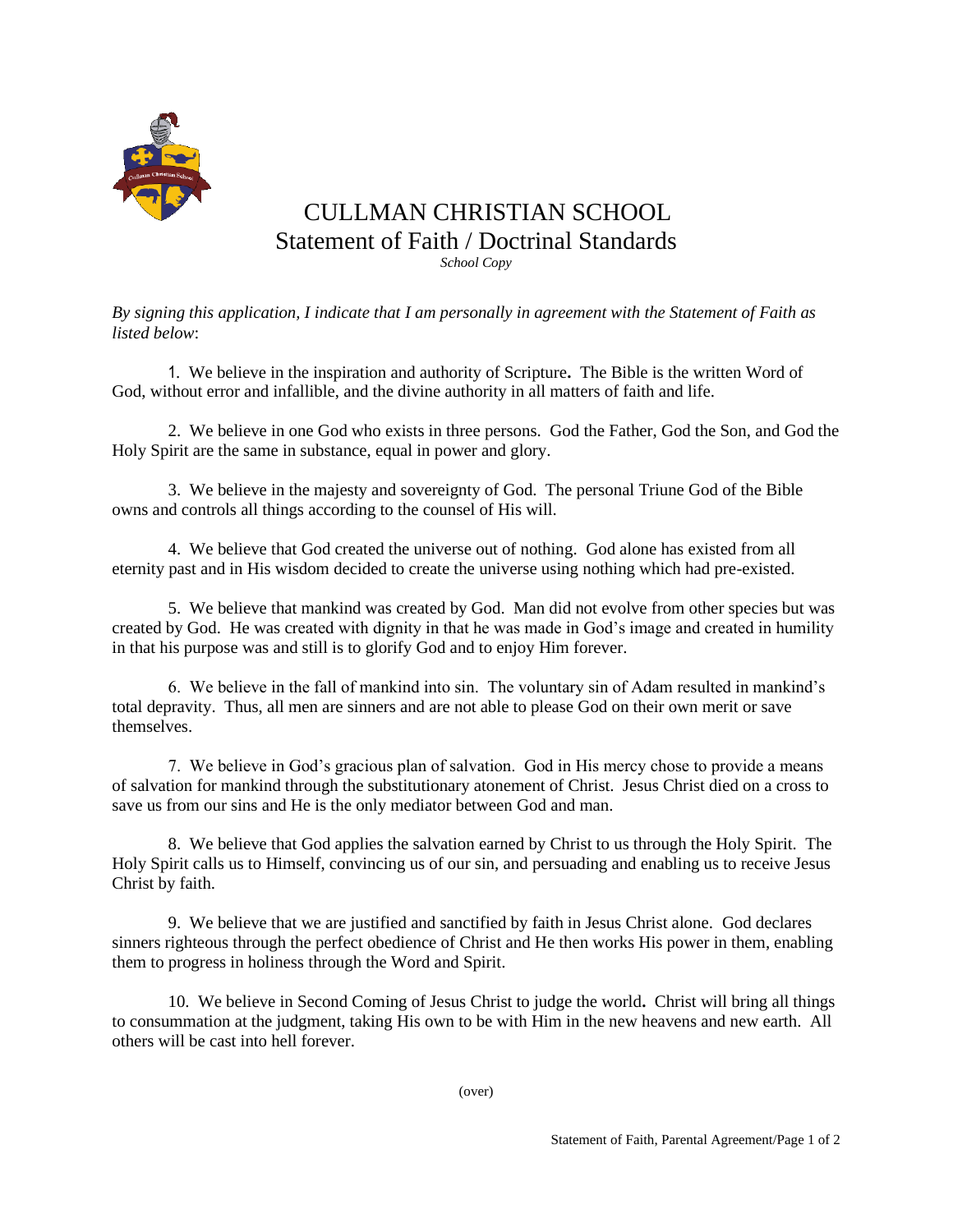# CULLMAN CHRISTIAN SCHOOL

## Statement of Faith / Doctrinal Standards

*School Copy*

*By signing this application, I indicate that I am personally in agreement with the Statement of Faith as listed below*:

1. We believe in the inspiration and authority of Scripture**.** The Bible is the written Word of God, without error and infallible, and the divine authority in all matters of faith and life.

2. We believe in one God who exists in three persons. God the Father, God the Son, and God the Holy Spirit are the same in substance, equal in power and glory.

3. We believe in the majesty and sovereignty of God. The personal Triune God of the Bible owns and controls all things according to the counsel of His will.

4. We believe that God created the universe out of nothing. God alone has existed from all eternity past and in His wisdom decided to create the universe using nothing which had pre-existed.

5. We believe that mankind was created by God. Man did not evolve from other species but was created by God. He was created with dignity in that he was made in God's image and created in humility in that his purpose was and still is to glorify God and to enjoy Him forever.

6. We believe in the fall of mankind into sin. The voluntary sin of Adam resulted in mankind's total depravity. Thus, all men are sinners and are not able to please God on their own merit or save themselves.

7. We believe in God's gracious plan of salvation. God in His mercy chose to provide a means of salvation for mankind through the substitutionary atonement of Christ. Jesus Christ died on a cross to save us from our sins and He is the only mediator between God and man.

8. We believe that God applies the salvation earned by Christ to us through the Holy Spirit. The Holy Spirit calls us to Himself, convincing us of our sin, and persuading and enabling us to receive Jesus Christ by faith.

9. We believe that we are justified and sanctified by faith in Jesus Christ alone. God declares sinners righteous through the perfect obedience of Christ and He then works His power in them, enabling them to progress in holiness through the Word and Spirit.

10. We believe in Second Coming of Jesus Christ to judge the world**.** Christ will bring all things to consummation at the judgment, taking His own to be with Him in the new heavens and new earth. All others will be cast into hell forever.

(over)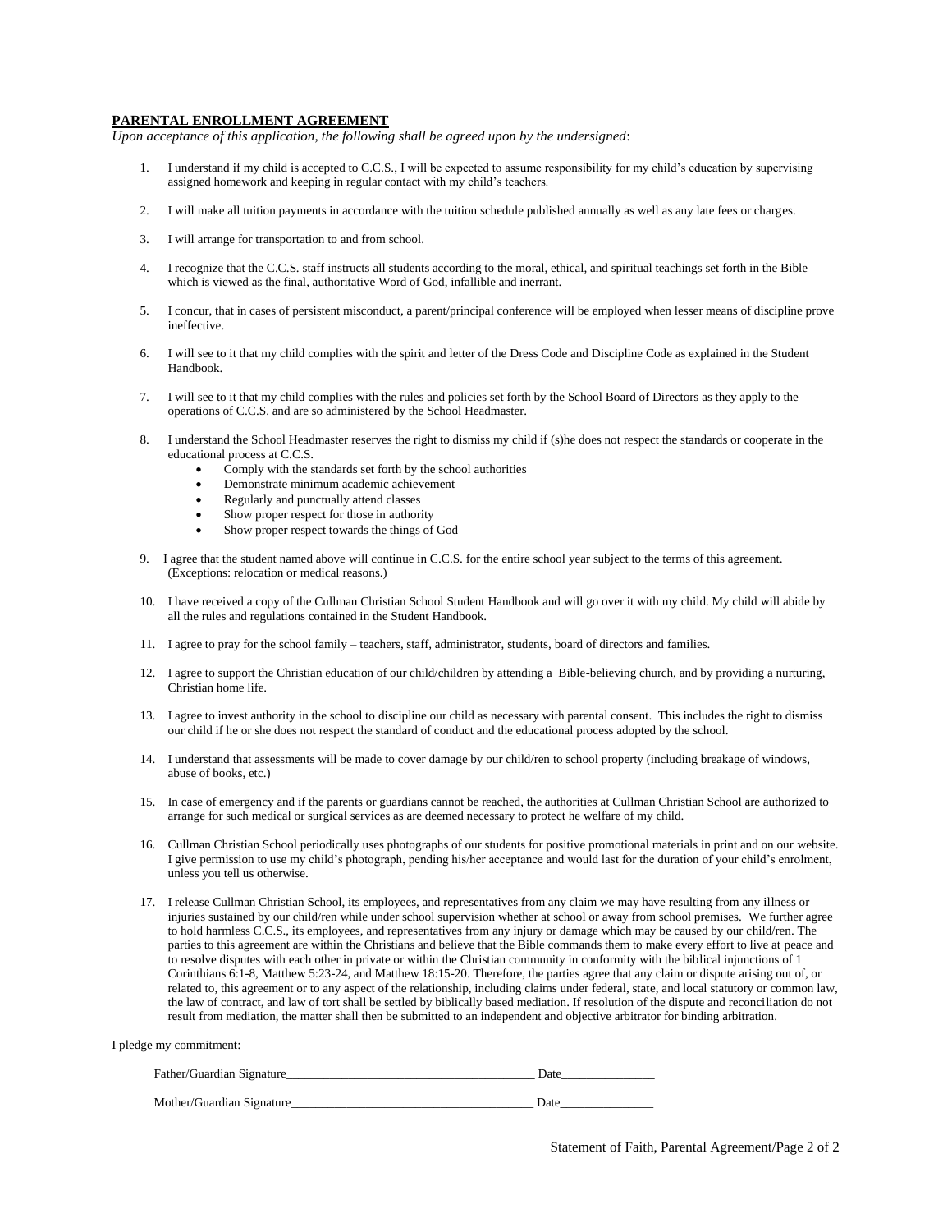**PARENTAL ENROLLMENT AGREEMENT**

*Upon acceptance of this application, the following shall be agreed upon by the undersigned*:

1. I understand if my child is accepted to C.C.S., I will be expected to assume responsibility for my child's education by supervising assigned homework and keeping in regular contact with my child's teachers.

2. I will make all tuition payments in accordance with the tuition schedule published annually as well as any late fees or charges.

3. I will arrange for transportation to and from school.

4. I recognize that the C.C.S. staff instructs all students according to the moral, ethical, and spiritual teachings set forth in the Bible which is viewed as the final, authoritative Word of God, infallible and inerrant.

5. I concur, that in cases of persistent misconduct, a parent/principal conference will be employed when lesser means of discipline prove ineffective.

6. I will see to it that my child complies with the spirit and letter of the Dress Code and Discipline Code as explained in the Student Handbook.

7. I will see to it that my child complies with the rules and policies set forth by the School Board of Directors as they apply to the operations of C.C.S. and are so administered by the School Headmaster.

8. I understand the School Headmaster reserves the right to dismiss my child if (s)he does not respect the standards or cooperate in the educational process at C.C.S.
   - Comply with the standards set forth by the school authorities
   - Demonstrate minimum academic achievement
   - Regularly and punctually attend classes
   - Show proper respect for those in authority
   - Show proper respect towards the things of God

9. I agree that the student named above will continue in C.C.S. for the entire school year subject to the terms of this agreement. (Exceptions: relocation or medical reasons.)

10. I have received a copy of the Cullman Christian School Student Handbook and will go over it with my child. My child will abide by all the rules and regulations contained in the Student Handbook.

11. I agree to pray for the school family – teachers, staff, administrator, students, board of directors and families.

12. I agree to support the Christian education of our child/children by attending a Bible-believing church, and by providing a nurturing, Christian home life.

13. I agree to invest authority in the school to discipline our child as necessary with parental consent. This includes the right to dismiss our child if he or she does not respect the standard of conduct and the educational process adopted by the school.

14. I understand that assessments will be made to cover damage by our child/ren to school property (including breakage of windows, abuse of books, etc.)

15. In case of emergency and if the parents or guardians cannot be reached, the authorities at Cullman Christian School are authorized to arrange for such medical or surgical services as are deemed necessary to protect he welfare of my child.

16. Cullman Christian School periodically uses photographs of our students for positive promotional materials in print and on our website. I give permission to use my child's photograph, pending his/her acceptance and would last for the duration of your child's enrolment, unless you tell us otherwise.

17. I release Cullman Christian School, its employees, and representatives from any claim we may have resulting from any illness or injuries sustained by our child/ren while under school supervision whether at school or away from school premises. We further agree to hold harmless C.C.S., its employees, and representatives from any injury or damage which may be caused by our child/ren. The parties to this agreement are within the Christians and believe that the Bible commands them to make every effort to live at peace and to resolve disputes with each other in private or within the Christian community in conformity with the biblical injunctions of 1 Corinthians 6:1-8, Matthew 5:23-24, and Matthew 18:15-20. Therefore, the parties agree that any claim or dispute arising out of, or related to, this agreement or to any aspect of the relationship, including claims under federal, state, and local statutory or common law, the law of contract, and law of tort shall be settled by biblically based mediation. If resolution of the dispute and reconciliation do not result from mediation, the matter shall then be submitted to an independent and objective arbitrator for binding arbitration.

I pledge my commitment:

Father/Guardian Signature________________________________________ Date_______________

Mother/Guardian Signature________________________________________ Date_______________

Statement of Faith, Parental Agreement/Page 2 of 2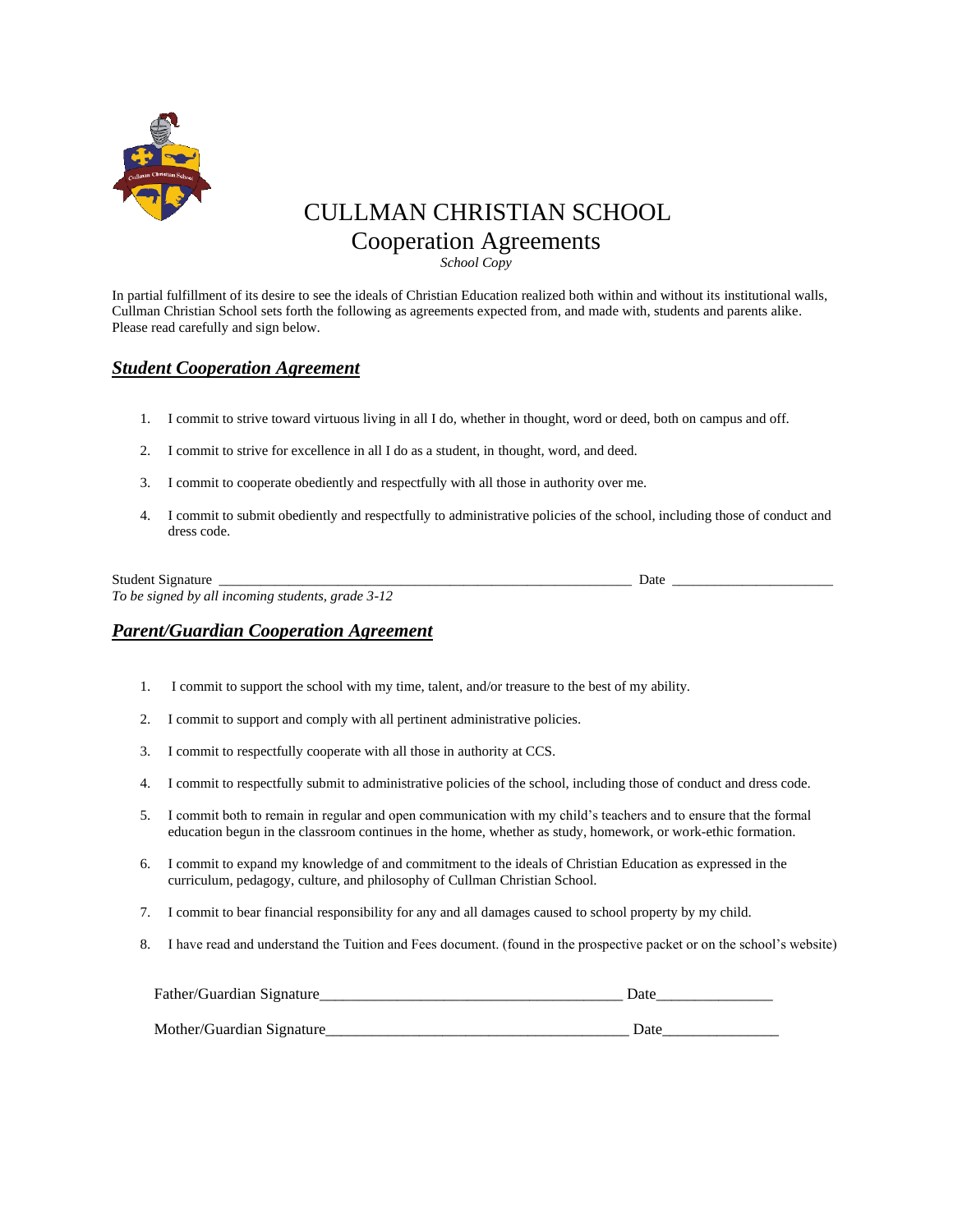# CULLMAN CHRISTIAN SCHOOL

## Cooperation Agreements

*School Copy*

In partial fulfillment of its desire to see the ideals of Christian Education realized both within and without its institutional walls, Cullman Christian School sets forth the following as agreements expected from, and made with, students and parents alike. Please read carefully and sign below.

### ***Student Cooperation Agreement***

1. I commit to strive toward virtuous living in all I do, whether in thought, word or deed, both on campus and off.
2. I commit to strive for excellence in all I do as a student, in thought, word, and deed.
3. I commit to cooperate obediently and respectfully with all those in authority over me.
4. I commit to submit obediently and respectfully to administrative policies of the school, including those of conduct and dress code.

Student Signature ____________________________________________________________ Date ______________________

*To be signed by all incoming students, grade 3-12*

### ***Parent/Guardian Cooperation Agreement***

1. I commit to support the school with my time, talent, and/or treasure to the best of my ability.
2. I commit to support and comply with all pertinent administrative policies.
3. I commit to respectfully cooperate with all those in authority at CCS.
4. I commit to respectfully submit to administrative policies of the school, including those of conduct and dress code.
5. I commit both to remain in regular and open communication with my child's teachers and to ensure that the formal education begun in the classroom continues in the home, whether as study, homework, or work-ethic formation.
6. I commit to expand my knowledge of and commitment to the ideals of Christian Education as expressed in the curriculum, pedagogy, culture, and philosophy of Cullman Christian School.
7. I commit to bear financial responsibility for any and all damages caused to school property by my child.
8. I have read and understand the Tuition and Fees document. (found in the prospective packet or on the school's website)

Father/Guardian Signature________________________________________ Date_______________

Mother/Guardian Signature________________________________________ Date_______________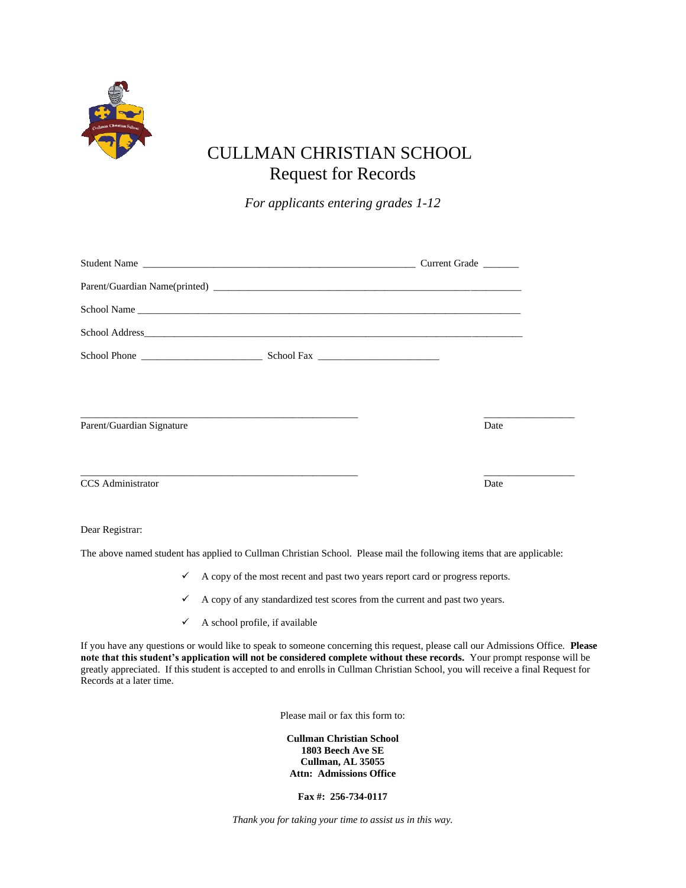# CULLMAN CHRISTIAN SCHOOL
## Request for Records

*For applicants entering grades 1-12*

Student Name ______________________________________________________ Current Grade _______

Parent/Guardian Name(printed) ______________________________________________________________

School Name ____________________________________________________________________________

School Address__________________________________________________________________________

School Phone ________________________ School Fax ________________________

_______________________________________________________ __________________
Parent/Guardian Signature Date

_______________________________________________________ __________________
CCS Administrator Date

Dear Registrar:

The above named student has applied to Cullman Christian School. Please mail the following items that are applicable:

- ✓ A copy of the most recent and past two years report card or progress reports.
- ✓ A copy of any standardized test scores from the current and past two years.
- ✓ A school profile, if available

If you have any questions or would like to speak to someone concerning this request, please call our Admissions Office. **Please note that this student's application will not be considered complete without these records.** Your prompt response will be greatly appreciated. If this student is accepted to and enrolls in Cullman Christian School, you will receive a final Request for Records at a later time.

Please mail or fax this form to:

**Cullman Christian School**
**1803 Beech Ave SE**
**Cullman, AL 35055**
**Attn: Admissions Office**

**Fax #: 256-734-0117**

*Thank you for taking your time to assist us in this way.*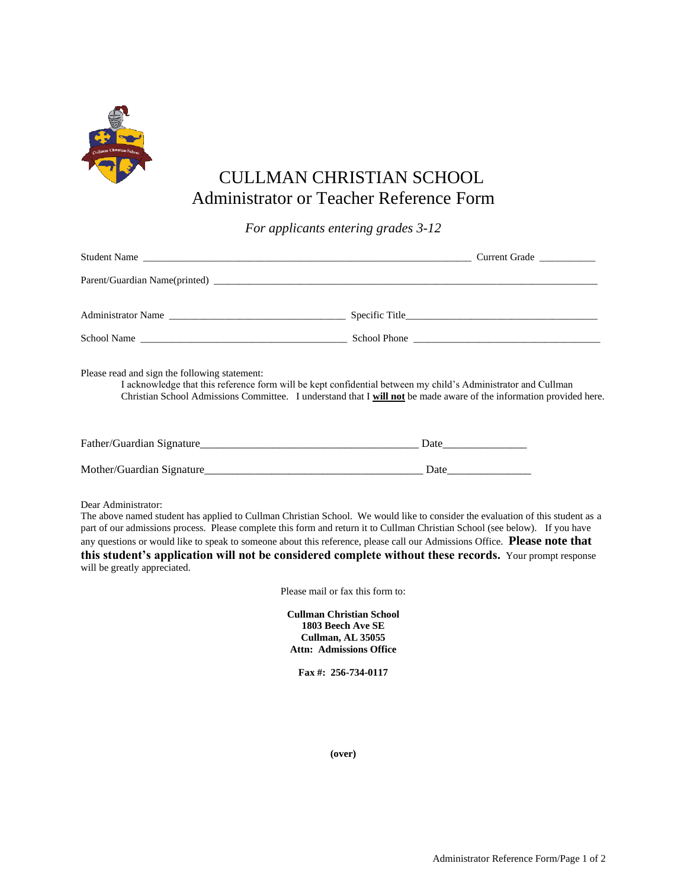# CULLMAN CHRISTIAN SCHOOL
## Administrator or Teacher Reference Form

*For applicants entering grades 3-12*

Student Name _______________________________________________ Current Grade __________

Parent/Guardian Name(printed) _______________________________________________

Administrator Name ______________________________ Specific Title______________________________

School Name ______________________________ School Phone ______________________________

Please read and sign the following statement:

I acknowledge that this reference form will be kept confidential between my child's Administrator and Cullman Christian School Admissions Committee. I understand that I **will not** be made aware of the information provided here.

Father/Guardian Signature______________________________ Date______________

Mother/Guardian Signature______________________________ Date______________

Dear Administrator:

The above named student has applied to Cullman Christian School. We would like to consider the evaluation of this student as a part of our admissions process. Please complete this form and return it to Cullman Christian School (see below). If you have any questions or would like to speak to someone about this reference, please call our Admissions Office. **Please note that this student's application will not be considered complete without these records.** Your prompt response will be greatly appreciated.

Please mail or fax this form to:

**Cullman Christian School**
**1803 Beech Ave SE**
**Cullman, AL 35055**
**Attn: Admissions Office**

**Fax #: 256-734-0117**

**(over)**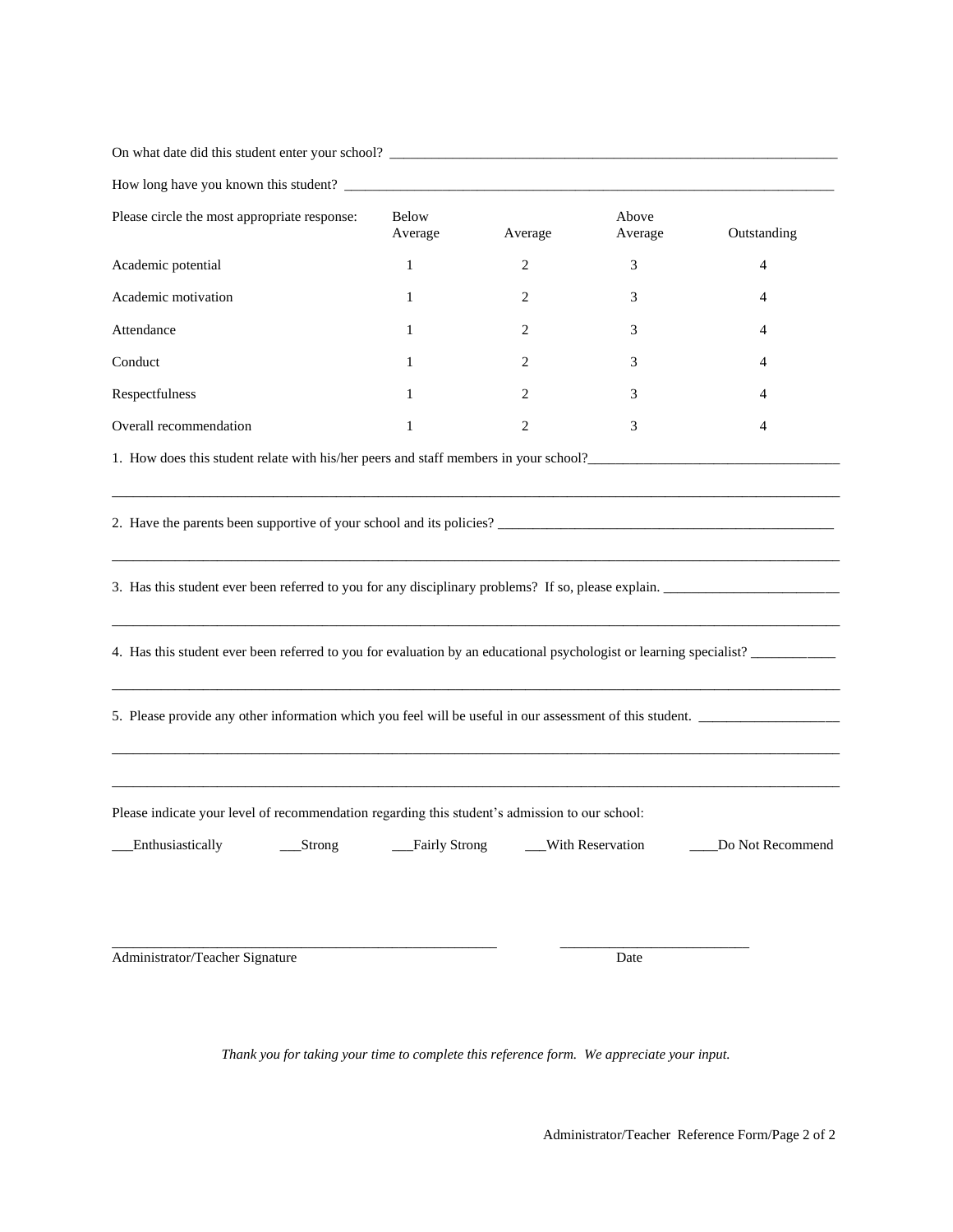On what date did this student enter your school? ___________________________________________________________________

How long have you known this student? ______________________________________________________________________

| Please circle the most appropriate response: | Below Average | Average | Above Average | Outstanding |
|---|---|---|---|---|
| Academic potential | 1 | 2 | 3 | 4 |
| Academic motivation | 1 | 2 | 3 | 4 |
| Attendance | 1 | 2 | 3 | 4 |
| Conduct | 1 | 2 | 3 | 4 |
| Respectfulness | 1 | 2 | 3 | 4 |
| Overall recommendation | 1 | 2 | 3 | 4 |

1. How does this student relate with his/her peers and staff members in your school?___________________________________

_____________________________________________________________________________________________________

2. Have the parents been supportive of your school and its policies? ________________________________________________

_____________________________________________________________________________________________________

3. Has this student ever been referred to you for any disciplinary problems? If so, please explain. ________________________

_____________________________________________________________________________________________________

4. Has this student ever been referred to you for evaluation by an educational psychologist or learning specialist? ____________

_____________________________________________________________________________________________________

5. Please provide any other information which you feel will be useful in our assessment of this student. ____________________

_____________________________________________________________________________________________________

_____________________________________________________________________________________________________

Please indicate your level of recommendation regarding this student's admission to our school:

___Enthusiastically ___Strong ___Fairly Strong ___With Reservation ____Do Not Recommend

_______________________________________________________ __________________________

Administrator/Teacher Signature Date

*Thank you for taking your time to complete this reference form. We appreciate your input.*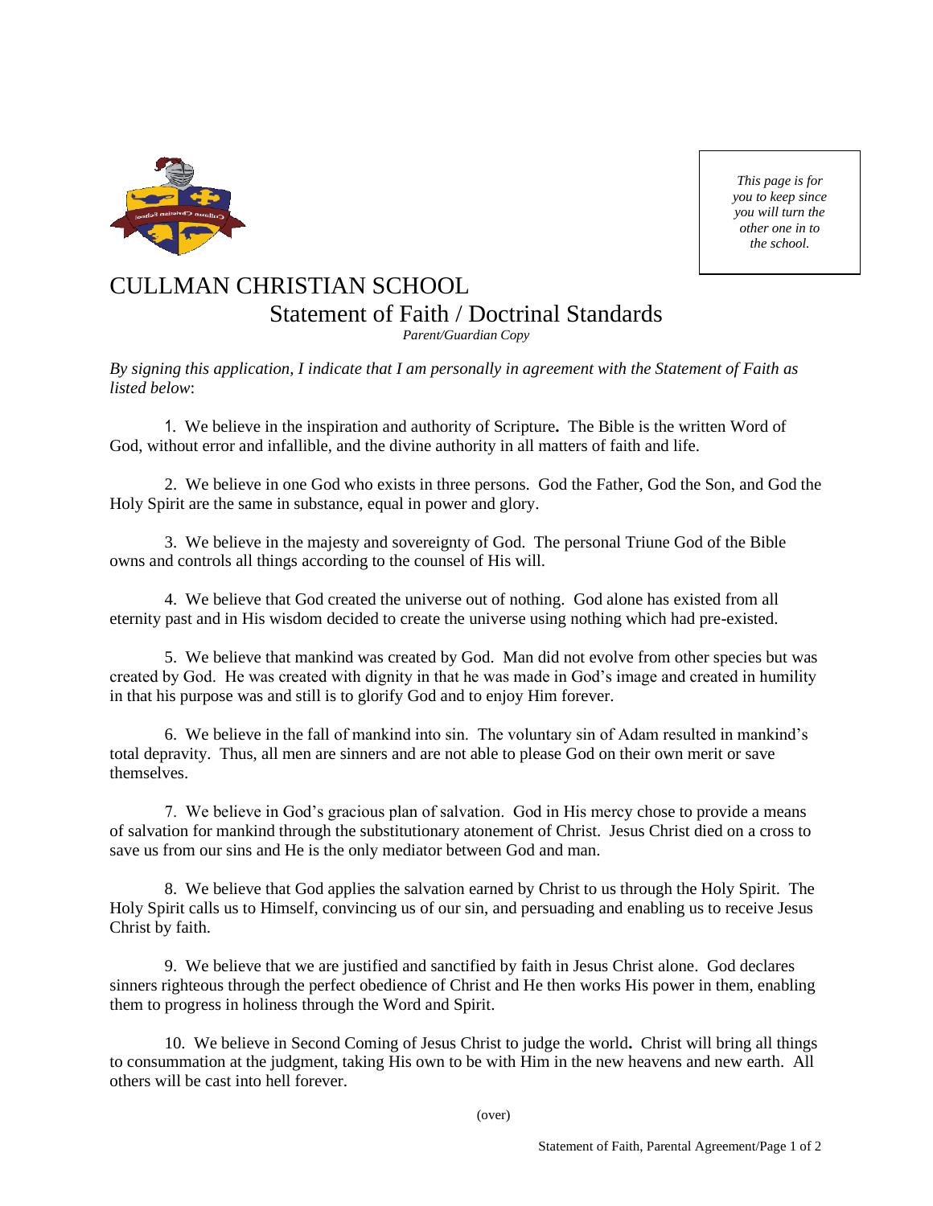*This page is for you to keep since you will turn the other one in to the school.*

# CULLMAN CHRISTIAN SCHOOL

## Statement of Faith / Doctrinal Standards

*Parent/Guardian Copy*

*By signing this application, I indicate that I am personally in agreement with the Statement of Faith as listed below*:

1. We believe in the inspiration and authority of Scripture**.** The Bible is the written Word of God, without error and infallible, and the divine authority in all matters of faith and life.

2. We believe in one God who exists in three persons. God the Father, God the Son, and God the Holy Spirit are the same in substance, equal in power and glory.

3. We believe in the majesty and sovereignty of God. The personal Triune God of the Bible owns and controls all things according to the counsel of His will.

4. We believe that God created the universe out of nothing. God alone has existed from all eternity past and in His wisdom decided to create the universe using nothing which had pre-existed.

5. We believe that mankind was created by God. Man did not evolve from other species but was created by God. He was created with dignity in that he was made in God's image and created in humility in that his purpose was and still is to glorify God and to enjoy Him forever.

6. We believe in the fall of mankind into sin. The voluntary sin of Adam resulted in mankind's total depravity. Thus, all men are sinners and are not able to please God on their own merit or save themselves.

7. We believe in God's gracious plan of salvation. God in His mercy chose to provide a means of salvation for mankind through the substitutionary atonement of Christ. Jesus Christ died on a cross to save us from our sins and He is the only mediator between God and man.

8. We believe that God applies the salvation earned by Christ to us through the Holy Spirit. The Holy Spirit calls us to Himself, convincing us of our sin, and persuading and enabling us to receive Jesus Christ by faith.

9. We believe that we are justified and sanctified by faith in Jesus Christ alone. God declares sinners righteous through the perfect obedience of Christ and He then works His power in them, enabling them to progress in holiness through the Word and Spirit.

10. We believe in Second Coming of Jesus Christ to judge the world**.** Christ will bring all things to consummation at the judgment, taking His own to be with Him in the new heavens and new earth. All others will be cast into hell forever.

(over)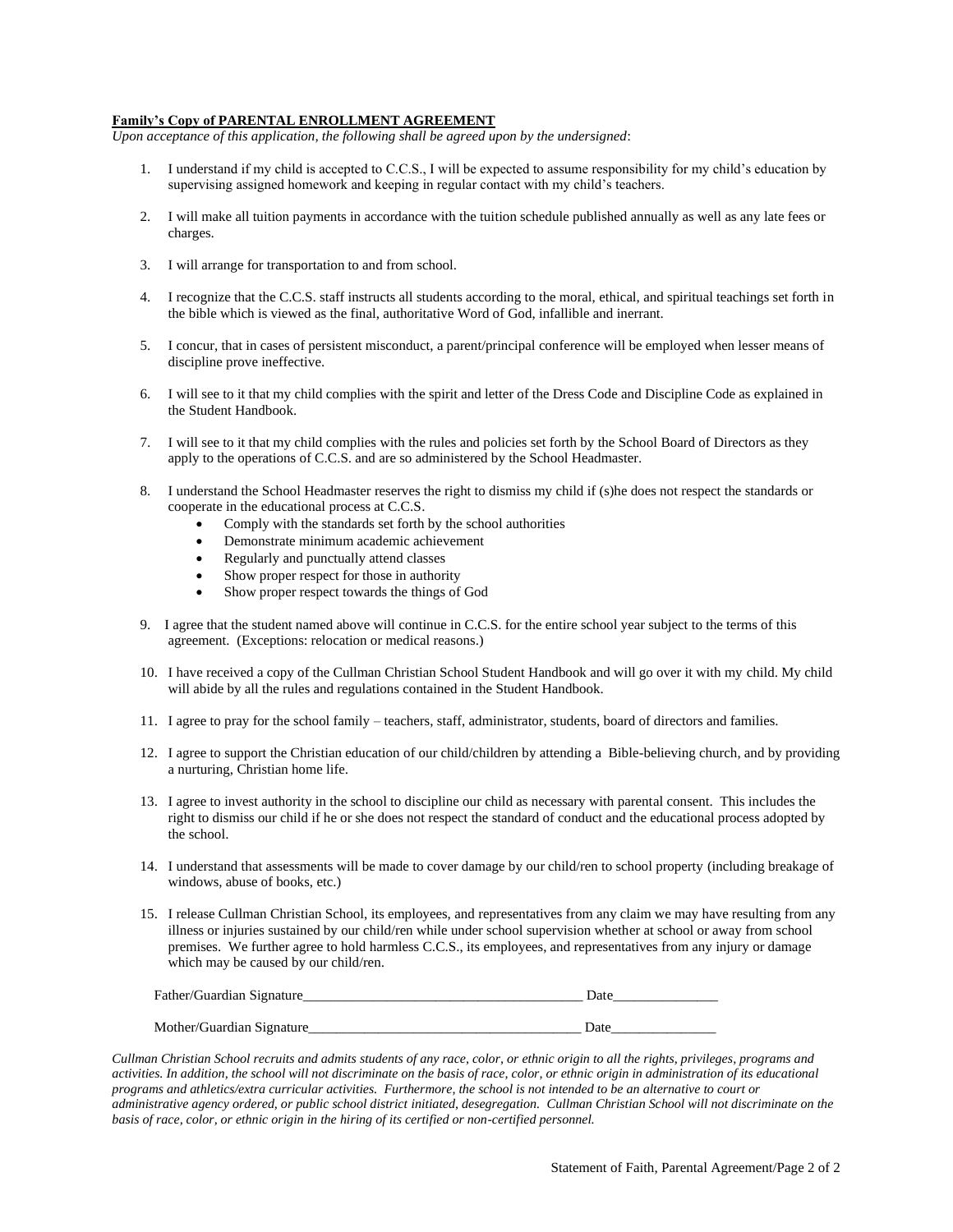**Family's Copy of PARENTAL ENROLLMENT AGREEMENT**

*Upon acceptance of this application, the following shall be agreed upon by the undersigned*:

1. I understand if my child is accepted to C.C.S., I will be expected to assume responsibility for my child's education by supervising assigned homework and keeping in regular contact with my child's teachers.

2. I will make all tuition payments in accordance with the tuition schedule published annually as well as any late fees or charges.

3. I will arrange for transportation to and from school.

4. I recognize that the C.C.S. staff instructs all students according to the moral, ethical, and spiritual teachings set forth in the bible which is viewed as the final, authoritative Word of God, infallible and inerrant.

5. I concur, that in cases of persistent misconduct, a parent/principal conference will be employed when lesser means of discipline prove ineffective.

6. I will see to it that my child complies with the spirit and letter of the Dress Code and Discipline Code as explained in the Student Handbook.

7. I will see to it that my child complies with the rules and policies set forth by the School Board of Directors as they apply to the operations of C.C.S. and are so administered by the School Headmaster.

8. I understand the School Headmaster reserves the right to dismiss my child if (s)he does not respect the standards or cooperate in the educational process at C.C.S.
    - Comply with the standards set forth by the school authorities
    - Demonstrate minimum academic achievement
    - Regularly and punctually attend classes
    - Show proper respect for those in authority
    - Show proper respect towards the things of God

9. I agree that the student named above will continue in C.C.S. for the entire school year subject to the terms of this agreement. (Exceptions: relocation or medical reasons.)

10. I have received a copy of the Cullman Christian School Student Handbook and will go over it with my child. My child will abide by all the rules and regulations contained in the Student Handbook.

11. I agree to pray for the school family – teachers, staff, administrator, students, board of directors and families.

12. I agree to support the Christian education of our child/children by attending a Bible-believing church, and by providing a nurturing, Christian home life.

13. I agree to invest authority in the school to discipline our child as necessary with parental consent. This includes the right to dismiss our child if he or she does not respect the standard of conduct and the educational process adopted by the school.

14. I understand that assessments will be made to cover damage by our child/ren to school property (including breakage of windows, abuse of books, etc.)

15. I release Cullman Christian School, its employees, and representatives from any claim we may have resulting from any illness or injuries sustained by our child/ren while under school supervision whether at school or away from school premises. We further agree to hold harmless C.C.S., its employees, and representatives from any injury or damage which may be caused by our child/ren.

Father/Guardian Signature________________________________________ Date_______________

Mother/Guardian Signature________________________________________ Date_______________

*Cullman Christian School recruits and admits students of any race, color, or ethnic origin to all the rights, privileges, programs and activities. In addition, the school will not discriminate on the basis of race, color, or ethnic origin in administration of its educational programs and athletics/extra curricular activities. Furthermore, the school is not intended to be an alternative to court or administrative agency ordered, or public school district initiated, desegregation. Cullman Christian School will not discriminate on the basis of race, color, or ethnic origin in the hiring of its certified or non-certified personnel.*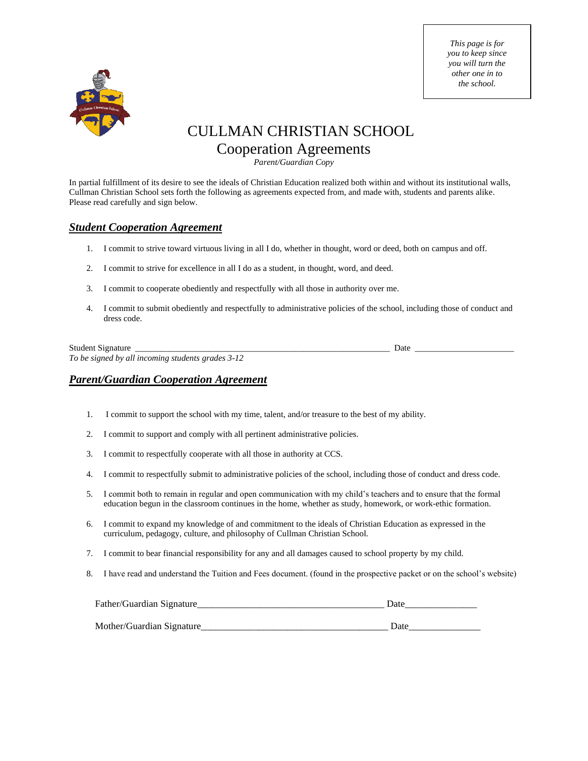*This page is for you to keep since you will turn the other one in to the school.*

# CULLMAN CHRISTIAN SCHOOL

## Cooperation Agreements

*Parent/Guardian Copy*

In partial fulfillment of its desire to see the ideals of Christian Education realized both within and without its institutional walls, Cullman Christian School sets forth the following as agreements expected from, and made with, students and parents alike. Please read carefully and sign below.

### ***Student Cooperation Agreement***

1. I commit to strive toward virtuous living in all I do, whether in thought, word or deed, both on campus and off.
2. I commit to strive for excellence in all I do as a student, in thought, word, and deed.
3. I commit to cooperate obediently and respectfully with all those in authority over me.
4. I commit to submit obediently and respectfully to administrative policies of the school, including those of conduct and dress code.

Student Signature ________________________________________________________ Date ______________________

*To be signed by all incoming students grades 3-12*

### ***Parent/Guardian Cooperation Agreement***

1. I commit to support the school with my time, talent, and/or treasure to the best of my ability.
2. I commit to support and comply with all pertinent administrative policies.
3. I commit to respectfully cooperate with all those in authority at CCS.
4. I commit to respectfully submit to administrative policies of the school, including those of conduct and dress code.
5. I commit both to remain in regular and open communication with my child's teachers and to ensure that the formal education begun in the classroom continues in the home, whether as study, homework, or work-ethic formation.
6. I commit to expand my knowledge of and commitment to the ideals of Christian Education as expressed in the curriculum, pedagogy, culture, and philosophy of Cullman Christian School.
7. I commit to bear financial responsibility for any and all damages caused to school property by my child.
8. I have read and understand the Tuition and Fees document. (found in the prospective packet or on the school's website)

Father/Guardian Signature_______________________________________ Date_______________

Mother/Guardian Signature_______________________________________ Date_______________